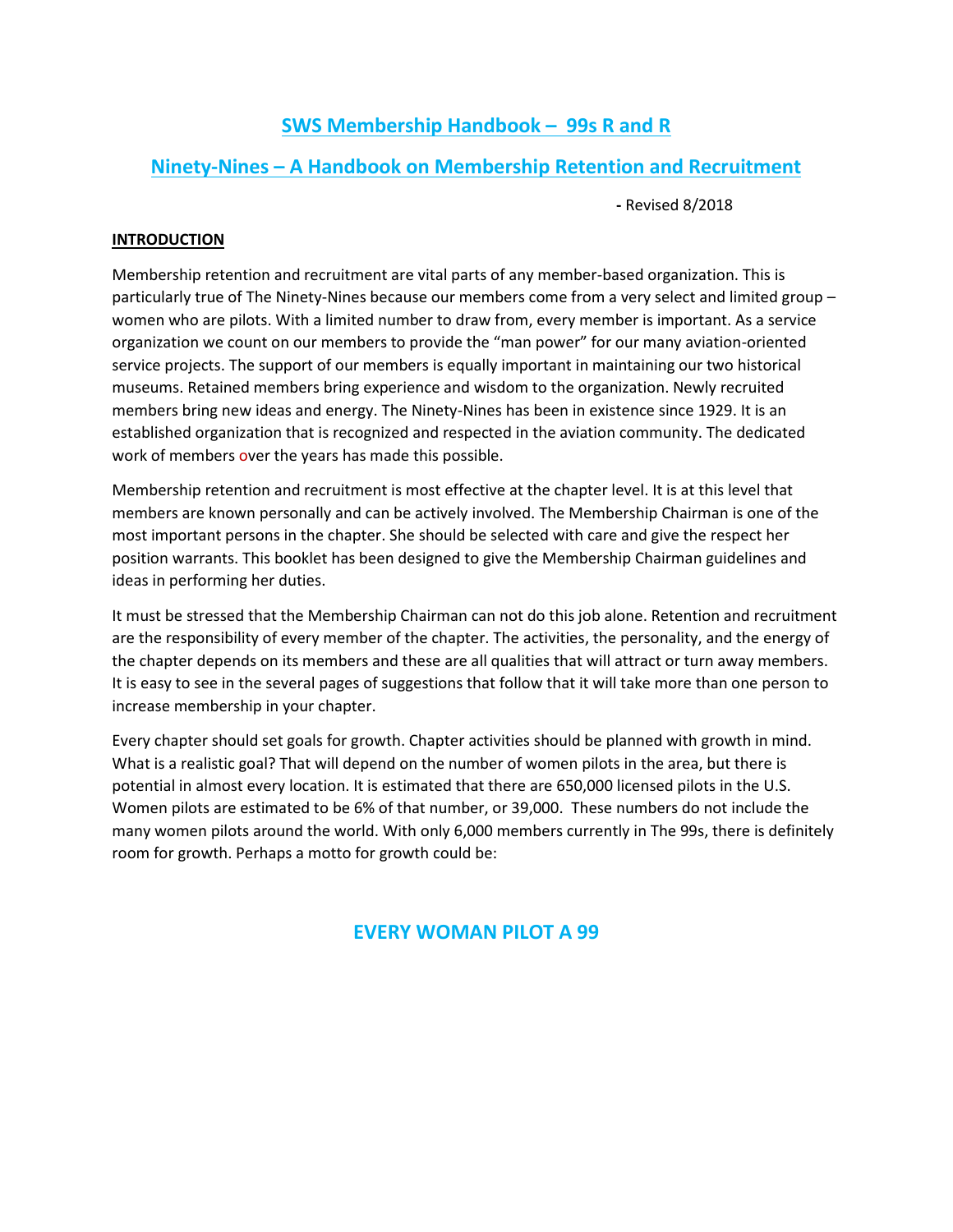# SWS Membership Handbook – 99s R and R

## Ninety-Nines – A Handbook on Membership Retention and Recruitment

- Revised 8/2018

**INTRODUCTION**

Membership retention and recruitment are vital parts of any member-based organization. This is particularly true of The Ninety-Nines because our members come from a very select and limited group – women who are pilots. With a limited number to draw from, every member is important. As a service organization we count on our members to provide the "man power" for our many aviation-oriented service projects. The support of our members is equally important in maintaining our two historical museums. Retained members bring experience and wisdom to the organization. Newly recruited members bring new ideas and energy. The Ninety-Nines has been in existence since 1929. It is an established organization that is recognized and respected in the aviation community. The dedicated work of members over the years has made this possible.

Membership retention and recruitment is most effective at the chapter level. It is at this level that members are known personally and can be actively involved. The Membership Chairman is one of the most important persons in the chapter. She should be selected with care and give the respect her position warrants. This booklet has been designed to give the Membership Chairman guidelines and ideas in performing her duties.

It must be stressed that the Membership Chairman can not do this job alone. Retention and recruitment are the responsibility of every member of the chapter. The activities, the personality, and the energy of the chapter depends on its members and these are all qualities that will attract or turn away members. It is easy to see in the several pages of suggestions that follow that it will take more than one person to increase membership in your chapter.

Every chapter should set goals for growth. Chapter activities should be planned with growth in mind. What is a realistic goal? That will depend on the number of women pilots in the area, but there is potential in almost every location. It is estimated that there are 650,000 licensed pilots in the U.S. Women pilots are estimated to be 6% of that number, or 39,000. These numbers do not include the many women pilots around the world. With only 6,000 members currently in The 99s, there is definitely room for growth. Perhaps a motto for growth could be:

## EVERY WOMAN PILOT A 99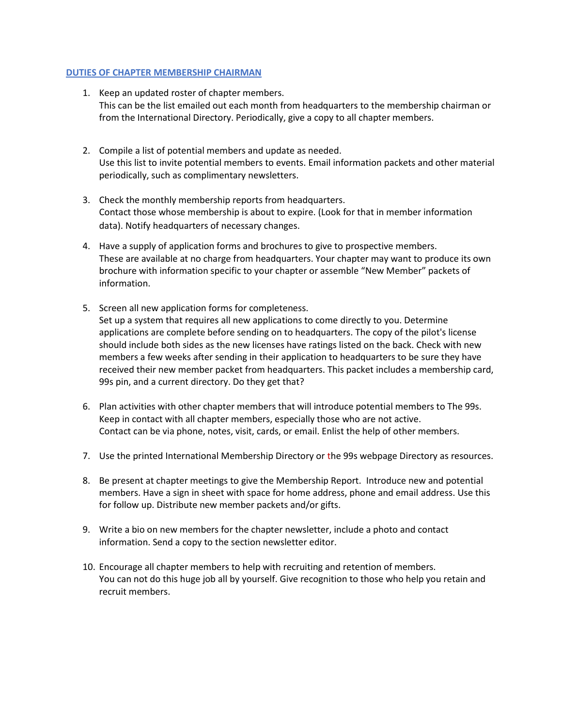## DUTIES OF CHAPTER MEMBERSHIP CHAIRMAN

1. Keep an updated roster of chapter members.
   This can be the list emailed out each month from headquarters to the membership chairman or from the International Directory. Periodically, give a copy to all chapter members.

2. Compile a list of potential members and update as needed.
   Use this list to invite potential members to events. Email information packets and other material periodically, such as complimentary newsletters.

3. Check the monthly membership reports from headquarters.
   Contact those whose membership is about to expire. (Look for that in member information data). Notify headquarters of necessary changes.

4. Have a supply of application forms and brochures to give to prospective members.
   These are available at no charge from headquarters. Your chapter may want to produce its own brochure with information specific to your chapter or assemble "New Member" packets of information.

5. Screen all new application forms for completeness.
   Set up a system that requires all new applications to come directly to you. Determine applications are complete before sending on to headquarters. The copy of the pilot's license should include both sides as the new licenses have ratings listed on the back. Check with new members a few weeks after sending in their application to headquarters to be sure they have received their new member packet from headquarters. This packet includes a membership card, 99s pin, and a current directory. Do they get that?

6. Plan activities with other chapter members that will introduce potential members to The 99s.
   Keep in contact with all chapter members, especially those who are not active.
   Contact can be via phone, notes, visit, cards, or email. Enlist the help of other members.

7. Use the printed International Membership Directory or the 99s webpage Directory as resources.

8. Be present at chapter meetings to give the Membership Report. Introduce new and potential members. Have a sign in sheet with space for home address, phone and email address. Use this for follow up. Distribute new member packets and/or gifts.

9. Write a bio on new members for the chapter newsletter, include a photo and contact information. Send a copy to the section newsletter editor.

10. Encourage all chapter members to help with recruiting and retention of members.
    You can not do this huge job all by yourself. Give recognition to those who help you retain and recruit members.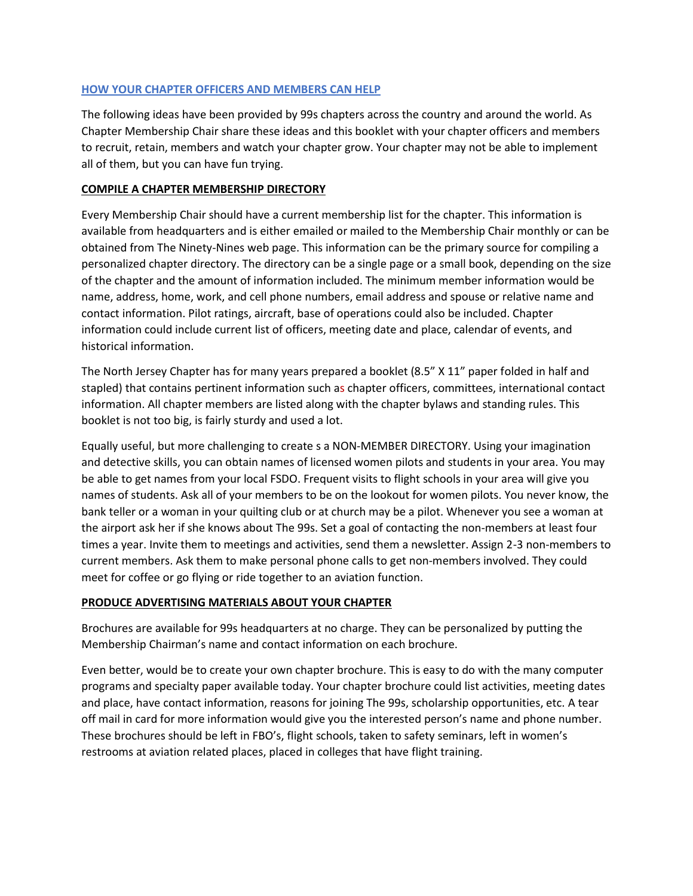## HOW YOUR CHAPTER OFFICERS AND MEMBERS CAN HELP

The following ideas have been provided by 99s chapters across the country and around the world. As Chapter Membership Chair share these ideas and this booklet with your chapter officers and members to recruit, retain, members and watch your chapter grow. Your chapter may not be able to implement all of them, but you can have fun trying.

### COMPILE A CHAPTER MEMBERSHIP DIRECTORY

Every Membership Chair should have a current membership list for the chapter. This information is available from headquarters and is either emailed or mailed to the Membership Chair monthly or can be obtained from The Ninety-Nines web page. This information can be the primary source for compiling a personalized chapter directory. The directory can be a single page or a small book, depending on the size of the chapter and the amount of information included. The minimum member information would be name, address, home, work, and cell phone numbers, email address and spouse or relative name and contact information. Pilot ratings, aircraft, base of operations could also be included. Chapter information could include current list of officers, meeting date and place, calendar of events, and historical information.

The North Jersey Chapter has for many years prepared a booklet (8.5" X 11" paper folded in half and stapled) that contains pertinent information such as chapter officers, committees, international contact information. All chapter members are listed along with the chapter bylaws and standing rules. This booklet is not too big, is fairly sturdy and used a lot.

Equally useful, but more challenging to create s a NON-MEMBER DIRECTORY. Using your imagination and detective skills, you can obtain names of licensed women pilots and students in your area. You may be able to get names from your local FSDO. Frequent visits to flight schools in your area will give you names of students. Ask all of your members to be on the lookout for women pilots. You never know, the bank teller or a woman in your quilting club or at church may be a pilot. Whenever you see a woman at the airport ask her if she knows about The 99s. Set a goal of contacting the non-members at least four times a year. Invite them to meetings and activities, send them a newsletter. Assign 2-3 non-members to current members. Ask them to make personal phone calls to get non-members involved. They could meet for coffee or go flying or ride together to an aviation function.

### PRODUCE ADVERTISING MATERIALS ABOUT YOUR CHAPTER

Brochures are available for 99s headquarters at no charge. They can be personalized by putting the Membership Chairman's name and contact information on each brochure.

Even better, would be to create your own chapter brochure. This is easy to do with the many computer programs and specialty paper available today. Your chapter brochure could list activities, meeting dates and place, have contact information, reasons for joining The 99s, scholarship opportunities, etc. A tear off mail in card for more information would give you the interested person's name and phone number. These brochures should be left in FBO's, flight schools, taken to safety seminars, left in women's restrooms at aviation related places, placed in colleges that have flight training.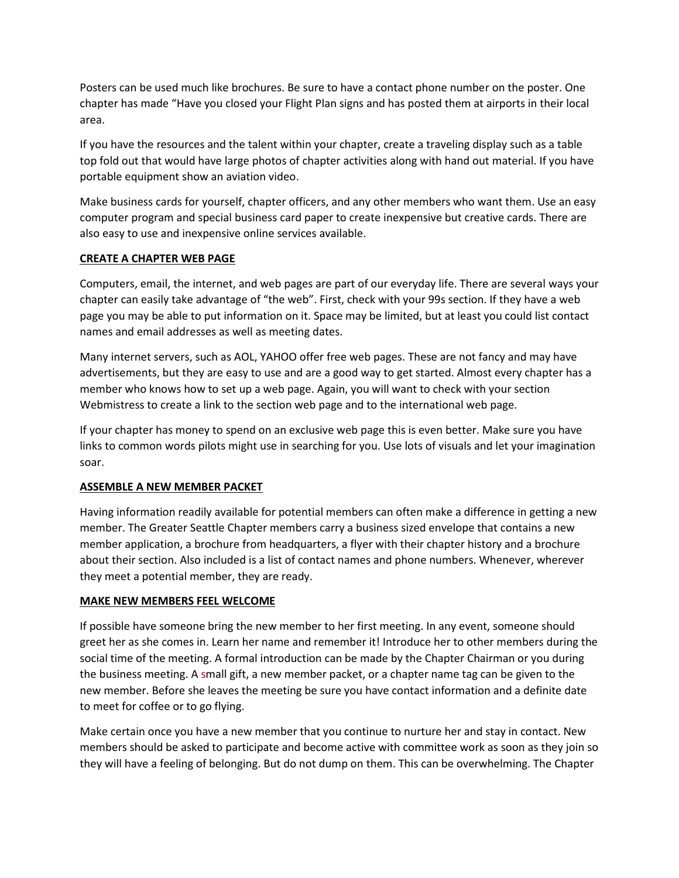Posters can be used much like brochures. Be sure to have a contact phone number on the poster. One chapter has made "Have you closed your Flight Plan signs and has posted them at airports in their local area.

If you have the resources and the talent within your chapter, create a traveling display such as a table top fold out that would have large photos of chapter activities along with hand out material. If you have portable equipment show an aviation video.

Make business cards for yourself, chapter officers, and any other members who want them. Use an easy computer program and special business card paper to create inexpensive but creative cards. There are also easy to use and inexpensive online services available.

**CREATE A CHAPTER WEB PAGE**

Computers, email, the internet, and web pages are part of our everyday life. There are several ways your chapter can easily take advantage of "the web". First, check with your 99s section. If they have a web page you may be able to put information on it. Space may be limited, but at least you could list contact names and email addresses as well as meeting dates.

Many internet servers, such as AOL, YAHOO offer free web pages. These are not fancy and may have advertisements, but they are easy to use and are a good way to get started. Almost every chapter has a member who knows how to set up a web page. Again, you will want to check with your section Webmistress to create a link to the section web page and to the international web page.

If your chapter has money to spend on an exclusive web page this is even better. Make sure you have links to common words pilots might use in searching for you. Use lots of visuals and let your imagination soar.

**ASSEMBLE A NEW MEMBER PACKET**

Having information readily available for potential members can often make a difference in getting a new member. The Greater Seattle Chapter members carry a business sized envelope that contains a new member application, a brochure from headquarters, a flyer with their chapter history and a brochure about their section. Also included is a list of contact names and phone numbers. Whenever, wherever they meet a potential member, they are ready.

**MAKE NEW MEMBERS FEEL WELCOME**

If possible have someone bring the new member to her first meeting. In any event, someone should greet her as she comes in. Learn her name and remember it! Introduce her to other members during the social time of the meeting. A formal introduction can be made by the Chapter Chairman or you during the business meeting. A small gift, a new member packet, or a chapter name tag can be given to the new member. Before she leaves the meeting be sure you have contact information and a definite date to meet for coffee or to go flying.

Make certain once you have a new member that you continue to nurture her and stay in contact. New members should be asked to participate and become active with committee work as soon as they join so they will have a feeling of belonging. But do not dump on them. This can be overwhelming. The Chapter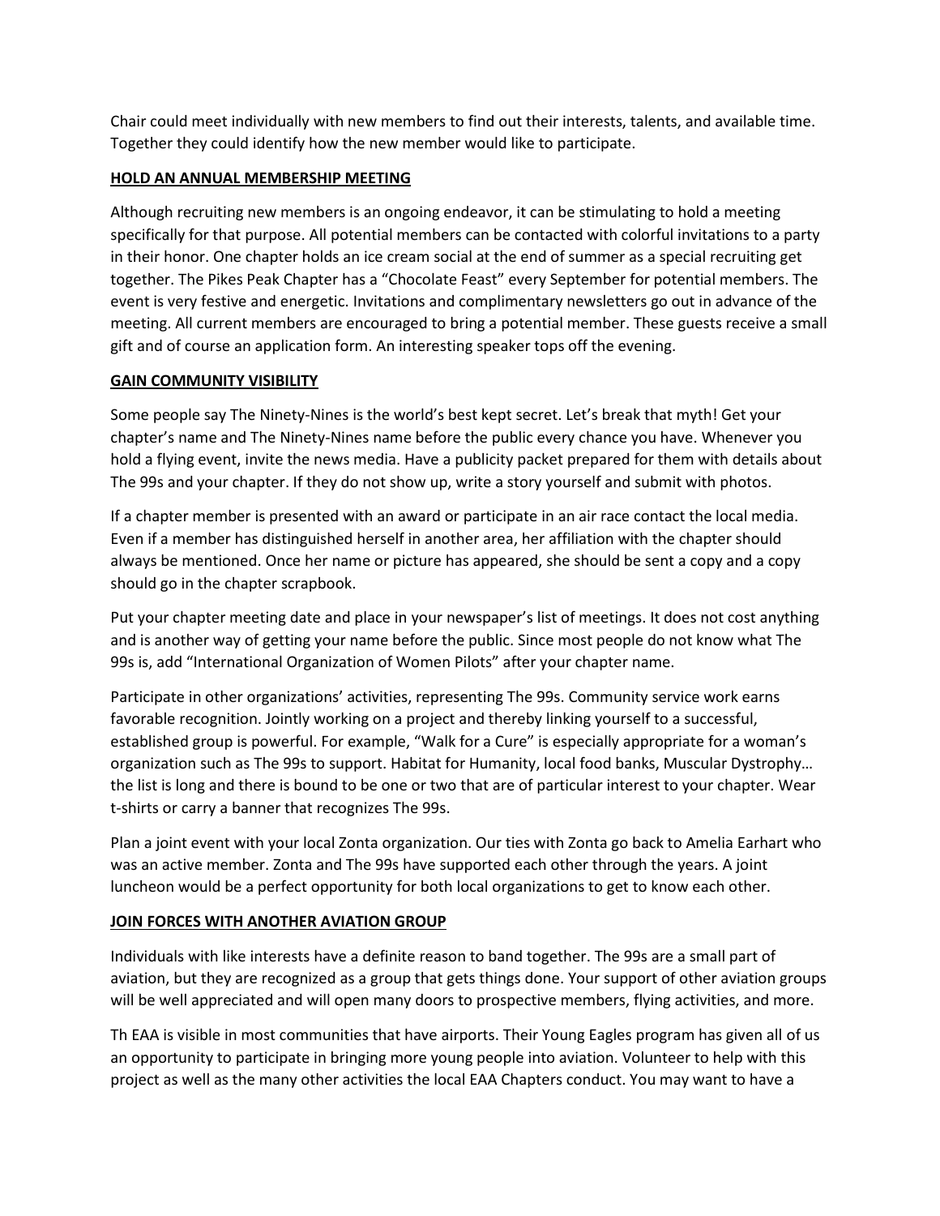Chair could meet individually with new members to find out their interests, talents, and available time. Together they could identify how the new member would like to participate.

## HOLD AN ANNUAL MEMBERSHIP MEETING

Although recruiting new members is an ongoing endeavor, it can be stimulating to hold a meeting specifically for that purpose. All potential members can be contacted with colorful invitations to a party in their honor. One chapter holds an ice cream social at the end of summer as a special recruiting get together. The Pikes Peak Chapter has a "Chocolate Feast" every September for potential members. The event is very festive and energetic. Invitations and complimentary newsletters go out in advance of the meeting. All current members are encouraged to bring a potential member. These guests receive a small gift and of course an application form. An interesting speaker tops off the evening.

## GAIN COMMUNITY VISIBILITY

Some people say The Ninety-Nines is the world's best kept secret. Let's break that myth! Get your chapter's name and The Ninety-Nines name before the public every chance you have. Whenever you hold a flying event, invite the news media. Have a publicity packet prepared for them with details about The 99s and your chapter. If they do not show up, write a story yourself and submit with photos.

If a chapter member is presented with an award or participate in an air race contact the local media. Even if a member has distinguished herself in another area, her affiliation with the chapter should always be mentioned. Once her name or picture has appeared, she should be sent a copy and a copy should go in the chapter scrapbook.

Put your chapter meeting date and place in your newspaper's list of meetings. It does not cost anything and is another way of getting your name before the public. Since most people do not know what The 99s is, add "International Organization of Women Pilots" after your chapter name.

Participate in other organizations' activities, representing The 99s. Community service work earns favorable recognition. Jointly working on a project and thereby linking yourself to a successful, established group is powerful. For example, "Walk for a Cure" is especially appropriate for a woman's organization such as The 99s to support. Habitat for Humanity, local food banks, Muscular Dystrophy… the list is long and there is bound to be one or two that are of particular interest to your chapter. Wear t-shirts or carry a banner that recognizes The 99s.

Plan a joint event with your local Zonta organization. Our ties with Zonta go back to Amelia Earhart who was an active member. Zonta and The 99s have supported each other through the years. A joint luncheon would be a perfect opportunity for both local organizations to get to know each other.

## JOIN FORCES WITH ANOTHER AVIATION GROUP

Individuals with like interests have a definite reason to band together. The 99s are a small part of aviation, but they are recognized as a group that gets things done. Your support of other aviation groups will be well appreciated and will open many doors to prospective members, flying activities, and more.

Th EAA is visible in most communities that have airports. Their Young Eagles program has given all of us an opportunity to participate in bringing more young people into aviation. Volunteer to help with this project as well as the many other activities the local EAA Chapters conduct. You may want to have a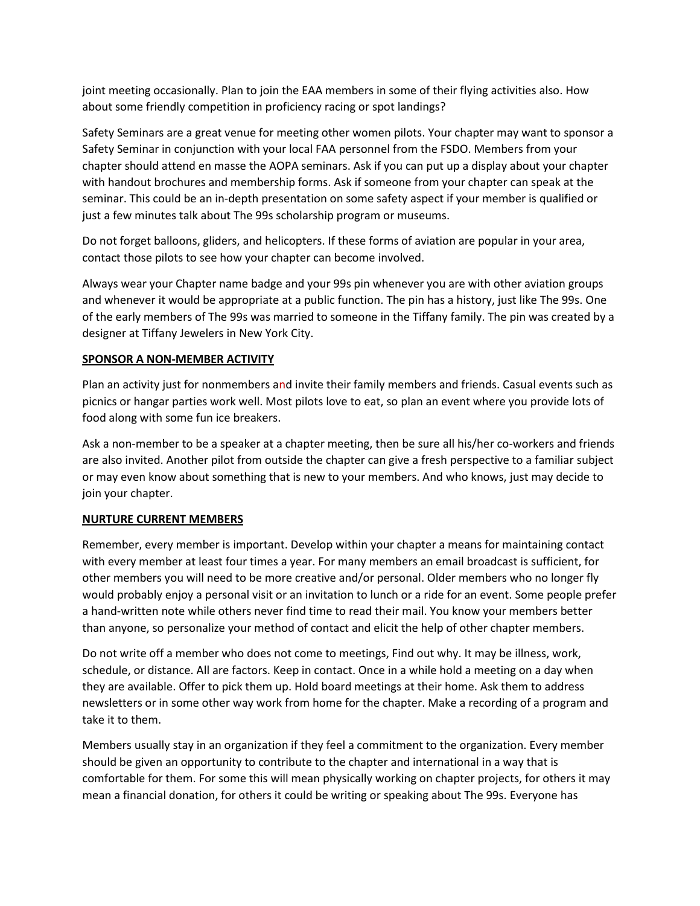joint meeting occasionally. Plan to join the EAA members in some of their flying activities also. How about some friendly competition in proficiency racing or spot landings?

Safety Seminars are a great venue for meeting other women pilots. Your chapter may want to sponsor a Safety Seminar in conjunction with your local FAA personnel from the FSDO. Members from your chapter should attend en masse the AOPA seminars. Ask if you can put up a display about your chapter with handout brochures and membership forms. Ask if someone from your chapter can speak at the seminar. This could be an in-depth presentation on some safety aspect if your member is qualified or just a few minutes talk about The 99s scholarship program or museums.

Do not forget balloons, gliders, and helicopters. If these forms of aviation are popular in your area, contact those pilots to see how your chapter can become involved.

Always wear your Chapter name badge and your 99s pin whenever you are with other aviation groups and whenever it would be appropriate at a public function. The pin has a history, just like The 99s. One of the early members of The 99s was married to someone in the Tiffany family. The pin was created by a designer at Tiffany Jewelers in New York City.

**SPONSOR A NON-MEMBER ACTIVITY**

Plan an activity just for nonmembers and invite their family members and friends. Casual events such as picnics or hangar parties work well. Most pilots love to eat, so plan an event where you provide lots of food along with some fun ice breakers.

Ask a non-member to be a speaker at a chapter meeting, then be sure all his/her co-workers and friends are also invited. Another pilot from outside the chapter can give a fresh perspective to a familiar subject or may even know about something that is new to your members. And who knows, just may decide to join your chapter.

**NURTURE CURRENT MEMBERS**

Remember, every member is important. Develop within your chapter a means for maintaining contact with every member at least four times a year. For many members an email broadcast is sufficient, for other members you will need to be more creative and/or personal. Older members who no longer fly would probably enjoy a personal visit or an invitation to lunch or a ride for an event. Some people prefer a hand-written note while others never find time to read their mail. You know your members better than anyone, so personalize your method of contact and elicit the help of other chapter members.

Do not write off a member who does not come to meetings, Find out why. It may be illness, work, schedule, or distance. All are factors. Keep in contact. Once in a while hold a meeting on a day when they are available. Offer to pick them up. Hold board meetings at their home. Ask them to address newsletters or in some other way work from home for the chapter. Make a recording of a program and take it to them.

Members usually stay in an organization if they feel a commitment to the organization. Every member should be given an opportunity to contribute to the chapter and international in a way that is comfortable for them. For some this will mean physically working on chapter projects, for others it may mean a financial donation, for others it could be writing or speaking about The 99s. Everyone has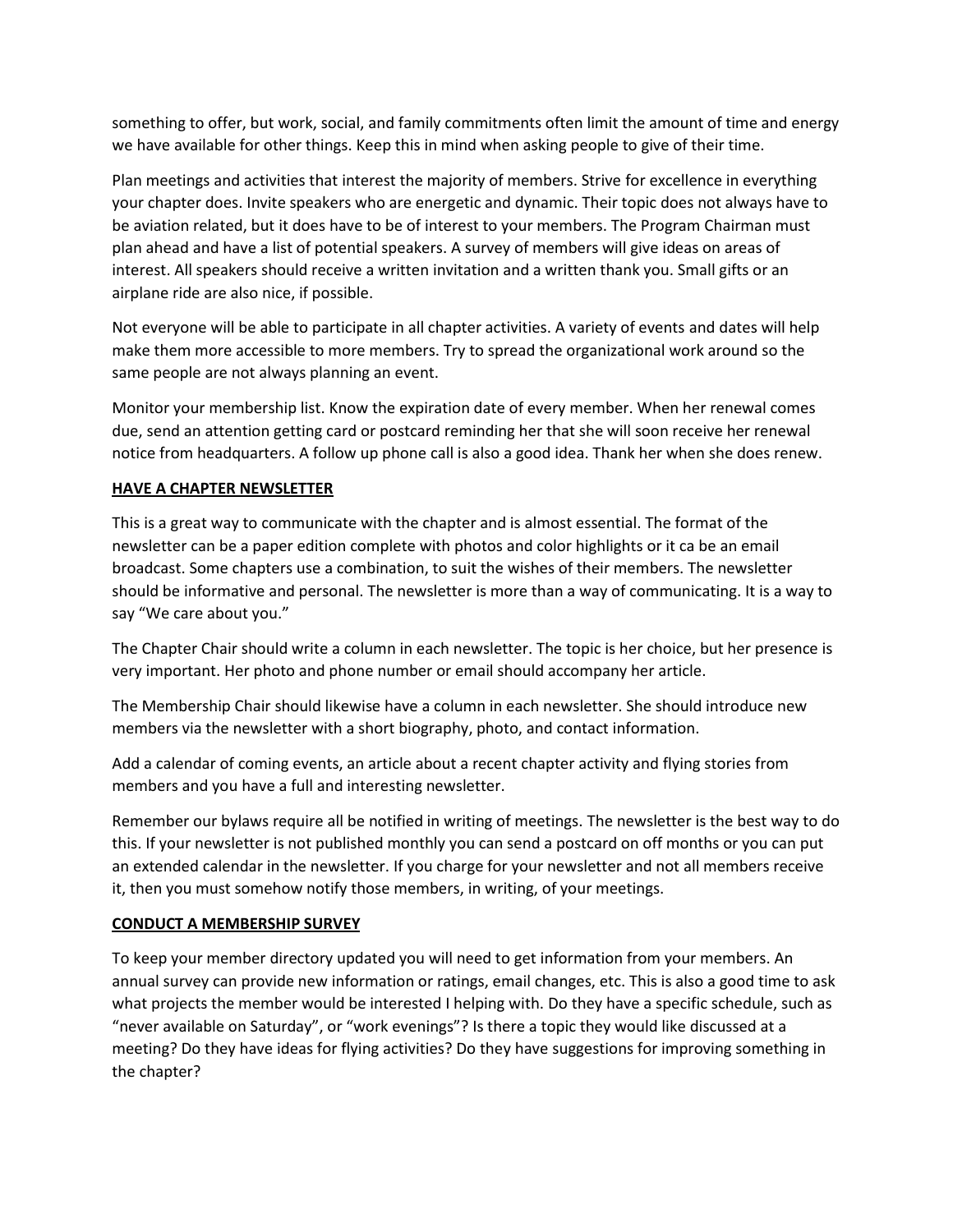something to offer, but work, social, and family commitments often limit the amount of time and energy we have available for other things. Keep this in mind when asking people to give of their time.

Plan meetings and activities that interest the majority of members. Strive for excellence in everything your chapter does. Invite speakers who are energetic and dynamic. Their topic does not always have to be aviation related, but it does have to be of interest to your members. The Program Chairman must plan ahead and have a list of potential speakers. A survey of members will give ideas on areas of interest. All speakers should receive a written invitation and a written thank you. Small gifts or an airplane ride are also nice, if possible.

Not everyone will be able to participate in all chapter activities. A variety of events and dates will help make them more accessible to more members. Try to spread the organizational work around so the same people are not always planning an event.

Monitor your membership list. Know the expiration date of every member. When her renewal comes due, send an attention getting card or postcard reminding her that she will soon receive her renewal notice from headquarters. A follow up phone call is also a good idea. Thank her when she does renew.

**HAVE A CHAPTER NEWSLETTER**

This is a great way to communicate with the chapter and is almost essential. The format of the newsletter can be a paper edition complete with photos and color highlights or it ca be an email broadcast. Some chapters use a combination, to suit the wishes of their members. The newsletter should be informative and personal. The newsletter is more than a way of communicating. It is a way to say "We care about you."

The Chapter Chair should write a column in each newsletter. The topic is her choice, but her presence is very important. Her photo and phone number or email should accompany her article.

The Membership Chair should likewise have a column in each newsletter. She should introduce new members via the newsletter with a short biography, photo, and contact information.

Add a calendar of coming events, an article about a recent chapter activity and flying stories from members and you have a full and interesting newsletter.

Remember our bylaws require all be notified in writing of meetings. The newsletter is the best way to do this. If your newsletter is not published monthly you can send a postcard on off months or you can put an extended calendar in the newsletter. If you charge for your newsletter and not all members receive it, then you must somehow notify those members, in writing, of your meetings.

**CONDUCT A MEMBERSHIP SURVEY**

To keep your member directory updated you will need to get information from your members. An annual survey can provide new information or ratings, email changes, etc. This is also a good time to ask what projects the member would be interested I helping with. Do they have a specific schedule, such as "never available on Saturday", or "work evenings"? Is there a topic they would like discussed at a meeting? Do they have ideas for flying activities? Do they have suggestions for improving something in the chapter?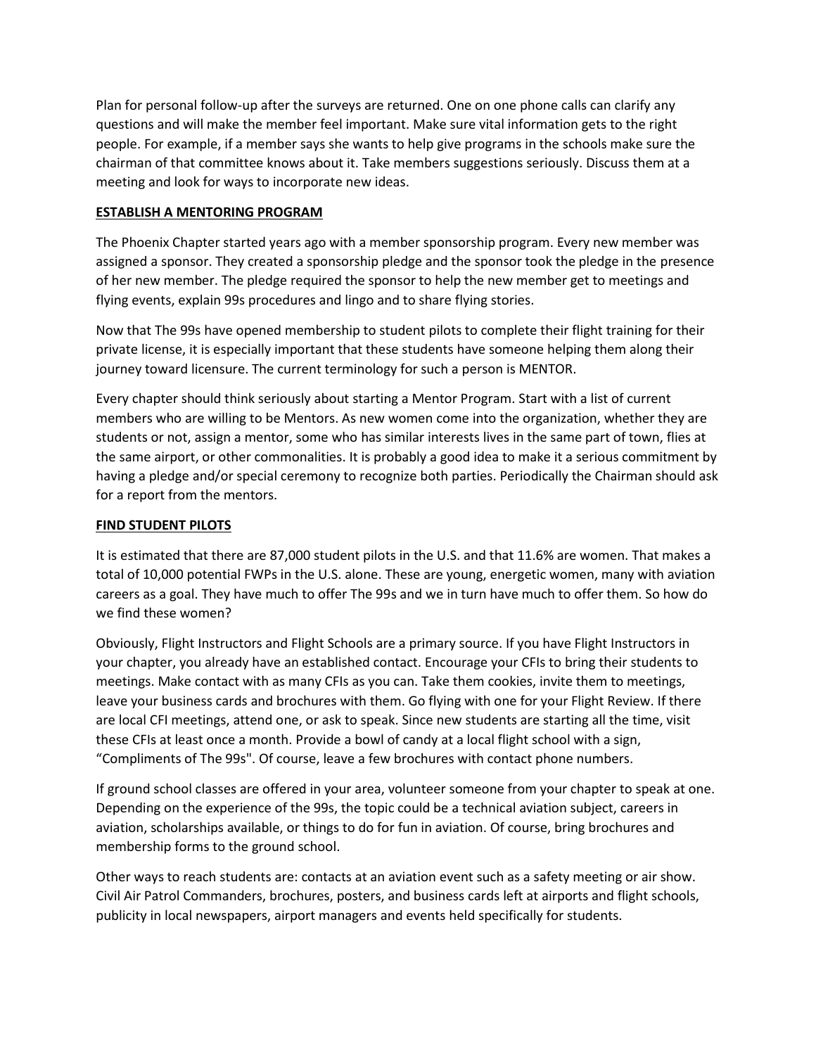Plan for personal follow-up after the surveys are returned. One on one phone calls can clarify any questions and will make the member feel important. Make sure vital information gets to the right people. For example, if a member says she wants to help give programs in the schools make sure the chairman of that committee knows about it. Take members suggestions seriously. Discuss them at a meeting and look for ways to incorporate new ideas.

## ESTABLISH A MENTORING PROGRAM

The Phoenix Chapter started years ago with a member sponsorship program. Every new member was assigned a sponsor. They created a sponsorship pledge and the sponsor took the pledge in the presence of her new member. The pledge required the sponsor to help the new member get to meetings and flying events, explain 99s procedures and lingo and to share flying stories.

Now that The 99s have opened membership to student pilots to complete their flight training for their private license, it is especially important that these students have someone helping them along their journey toward licensure. The current terminology for such a person is MENTOR.

Every chapter should think seriously about starting a Mentor Program. Start with a list of current members who are willing to be Mentors. As new women come into the organization, whether they are students or not, assign a mentor, some who has similar interests lives in the same part of town, flies at the same airport, or other commonalities. It is probably a good idea to make it a serious commitment by having a pledge and/or special ceremony to recognize both parties. Periodically the Chairman should ask for a report from the mentors.

## FIND STUDENT PILOTS

It is estimated that there are 87,000 student pilots in the U.S. and that 11.6% are women. That makes a total of 10,000 potential FWPs in the U.S. alone. These are young, energetic women, many with aviation careers as a goal. They have much to offer The 99s and we in turn have much to offer them. So how do we find these women?

Obviously, Flight Instructors and Flight Schools are a primary source. If you have Flight Instructors in your chapter, you already have an established contact. Encourage your CFIs to bring their students to meetings. Make contact with as many CFIs as you can. Take them cookies, invite them to meetings, leave your business cards and brochures with them. Go flying with one for your Flight Review. If there are local CFI meetings, attend one, or ask to speak. Since new students are starting all the time, visit these CFIs at least once a month. Provide a bowl of candy at a local flight school with a sign, "Compliments of The 99s". Of course, leave a few brochures with contact phone numbers.

If ground school classes are offered in your area, volunteer someone from your chapter to speak at one. Depending on the experience of the 99s, the topic could be a technical aviation subject, careers in aviation, scholarships available, or things to do for fun in aviation. Of course, bring brochures and membership forms to the ground school.

Other ways to reach students are: contacts at an aviation event such as a safety meeting or air show. Civil Air Patrol Commanders, brochures, posters, and business cards left at airports and flight schools, publicity in local newspapers, airport managers and events held specifically for students.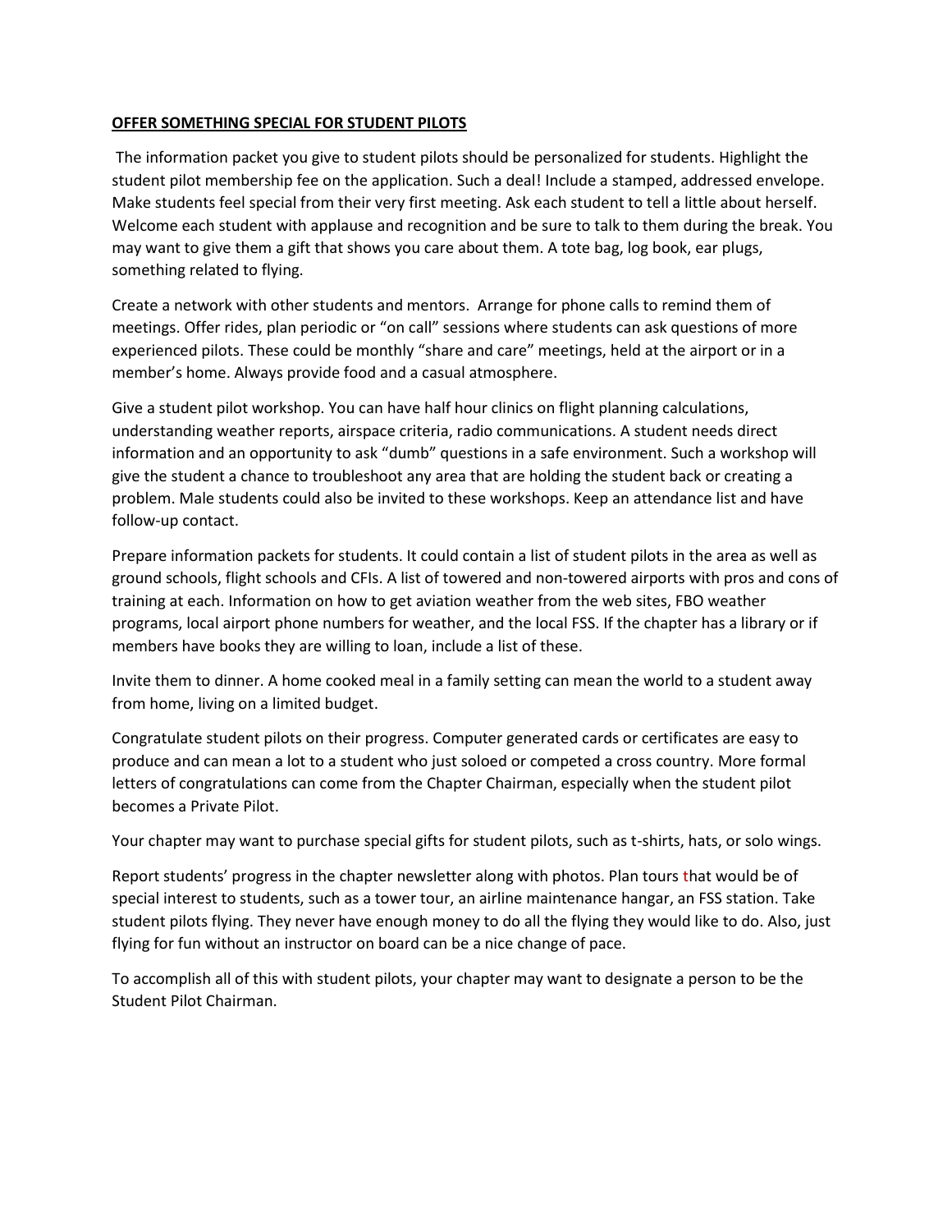**OFFER SOMETHING SPECIAL FOR STUDENT PILOTS**

The information packet you give to student pilots should be personalized for students. Highlight the student pilot membership fee on the application. Such a deal! Include a stamped, addressed envelope. Make students feel special from their very first meeting. Ask each student to tell a little about herself. Welcome each student with applause and recognition and be sure to talk to them during the break. You may want to give them a gift that shows you care about them. A tote bag, log book, ear plugs, something related to flying.

Create a network with other students and mentors. Arrange for phone calls to remind them of meetings. Offer rides, plan periodic or "on call" sessions where students can ask questions of more experienced pilots. These could be monthly "share and care" meetings, held at the airport or in a member's home. Always provide food and a casual atmosphere.

Give a student pilot workshop. You can have half hour clinics on flight planning calculations, understanding weather reports, airspace criteria, radio communications. A student needs direct information and an opportunity to ask "dumb" questions in a safe environment. Such a workshop will give the student a chance to troubleshoot any area that are holding the student back or creating a problem. Male students could also be invited to these workshops. Keep an attendance list and have follow-up contact.

Prepare information packets for students. It could contain a list of student pilots in the area as well as ground schools, flight schools and CFIs. A list of towered and non-towered airports with pros and cons of training at each. Information on how to get aviation weather from the web sites, FBO weather programs, local airport phone numbers for weather, and the local FSS. If the chapter has a library or if members have books they are willing to loan, include a list of these.

Invite them to dinner. A home cooked meal in a family setting can mean the world to a student away from home, living on a limited budget.

Congratulate student pilots on their progress. Computer generated cards or certificates are easy to produce and can mean a lot to a student who just soloed or competed a cross country. More formal letters of congratulations can come from the Chapter Chairman, especially when the student pilot becomes a Private Pilot.

Your chapter may want to purchase special gifts for student pilots, such as t-shirts, hats, or solo wings.

Report students' progress in the chapter newsletter along with photos. Plan tours that would be of special interest to students, such as a tower tour, an airline maintenance hangar, an FSS station. Take student pilots flying. They never have enough money to do all the flying they would like to do. Also, just flying for fun without an instructor on board can be a nice change of pace.

To accomplish all of this with student pilots, your chapter may want to designate a person to be the Student Pilot Chairman.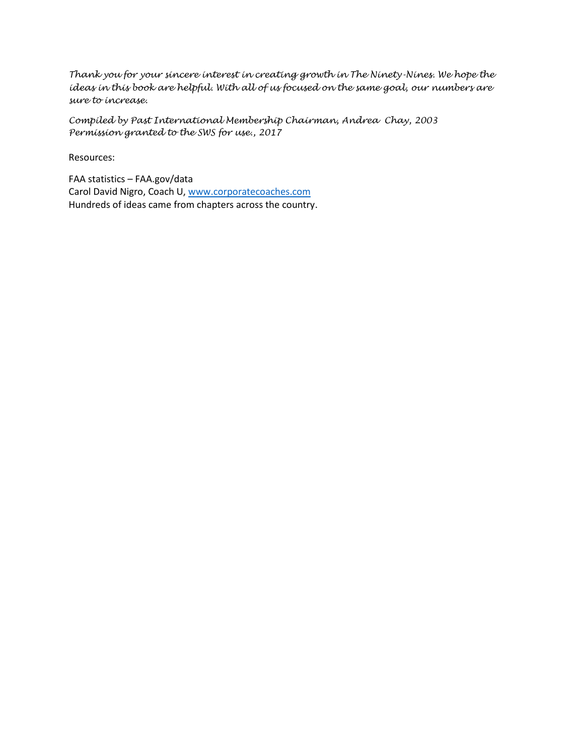*Thank you for your sincere interest in creating growth in The Ninety-Nines. We hope the ideas in this book are helpful. With all of us focused on the same goal, our numbers are sure to increase.*

*Compiled by Past International Membership Chairman, Andrea Chay, 2003*
*Permission granted to the SWS for use., 2017*

Resources:

FAA statistics – FAA.gov/data
Carol David Nigro, Coach U, [www.corporatecoaches.com](http://www.corporatecoaches.com)
Hundreds of ideas came from chapters across the country.